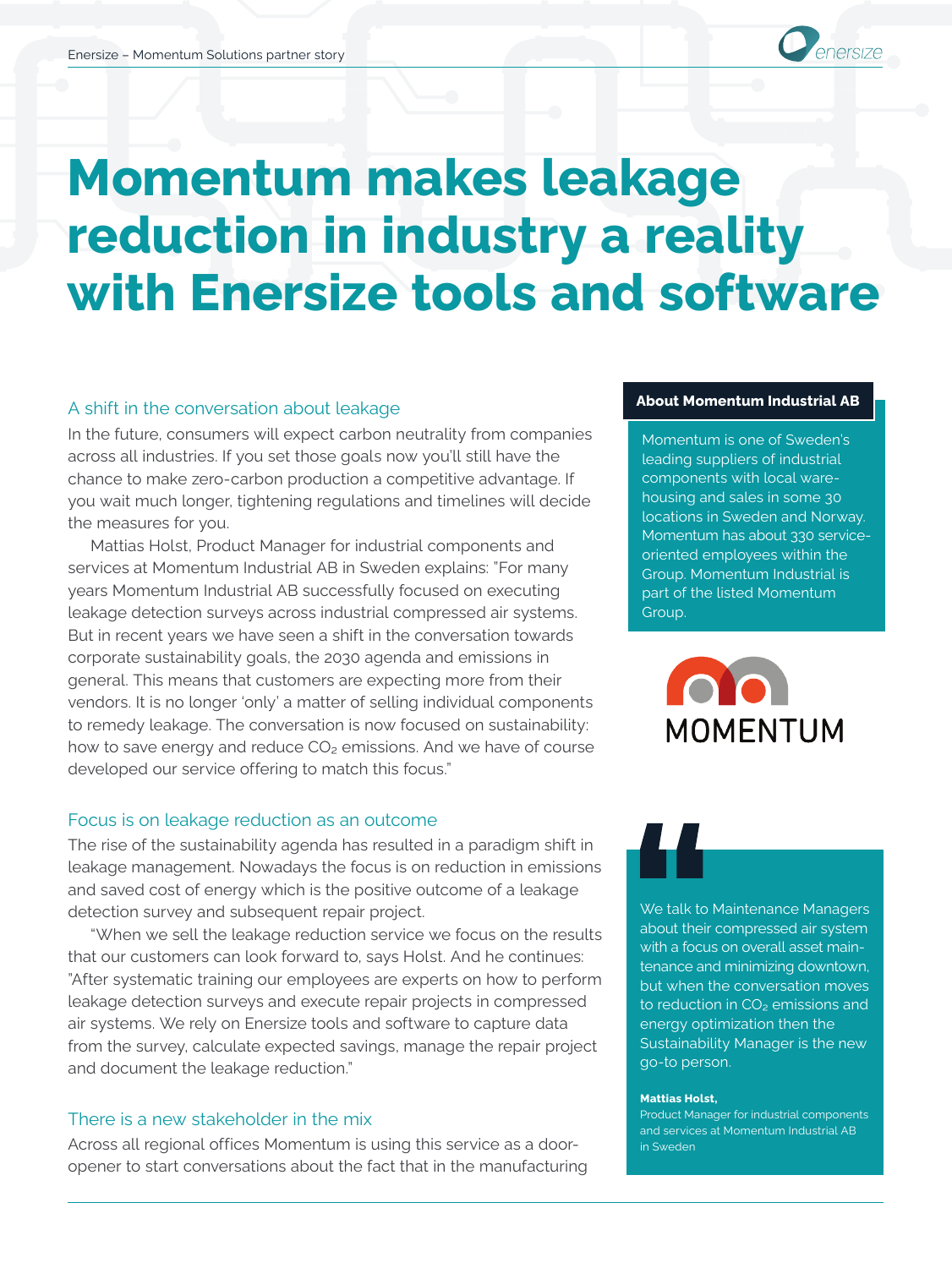# Momentum makes leakage reduction in industry a reality with Enersize tools and software

## A shift in the conversation about leakage

In the future, consumers will expect carbon neutrality from companies across all industries. If you set those goals now you'll still have the chance to make zero-carbon production a competitive advantage. If you wait much longer, tightening regulations and timelines will decide the measures for you.

Mattias Holst, Product Manager for industrial components and services at Momentum Industrial AB in Sweden explains: "For many years Momentum Industrial AB successfully focused on executing leakage detection surveys across industrial compressed air systems. But in recent years we have seen a shift in the conversation towards corporate sustainability goals, the 2030 agenda and emissions in general. This means that customers are expecting more from their vendors. It is no longer 'only' a matter of selling individual components to remedy leakage. The conversation is now focused on sustainability: how to save energy and reduce $CO_2$ emissions. And we have of course developed our service offering to match this focus."

## Focus is on leakage reduction as an outcome

The rise of the sustainability agenda has resulted in a paradigm shift in leakage management. Nowadays the focus is on reduction in emissions and saved cost of energy which is the positive outcome of a leakage detection survey and subsequent repair project.

"When we sell the leakage reduction service we focus on the results that our customers can look forward to, says Holst. And he continues: "After systematic training our employees are experts on how to perform leakage detection surveys and execute repair projects in compressed air systems. We rely on Enersize tools and software to capture data from the survey, calculate expected savings, manage the repair project and document the leakage reduction."

## There is a new stakeholder in the mix

Across all regional offices Momentum is using this service as a door-opener to start conversations about the fact that in the manufacturing

**About Momentum Industrial AB**

Momentum is one of Sweden's leading suppliers of industrial components with local warehousing and sales in some 30 locations in Sweden and Norway. Momentum has about 330 service-oriented employees within the Group. Momentum Industrial is part of the listed Momentum Group.

MOMENTUM

> We talk to Maintenance Managers about their compressed air system with a focus on overall asset maintenance and minimizing downtown, but when the conversation moves to reduction in $CO_2$ emissions and energy optimization then the Sustainability Manager is the new go-to person.
>
> **Mattias Holst,**
> Product Manager for industrial components and services at Momentum Industrial AB in Sweden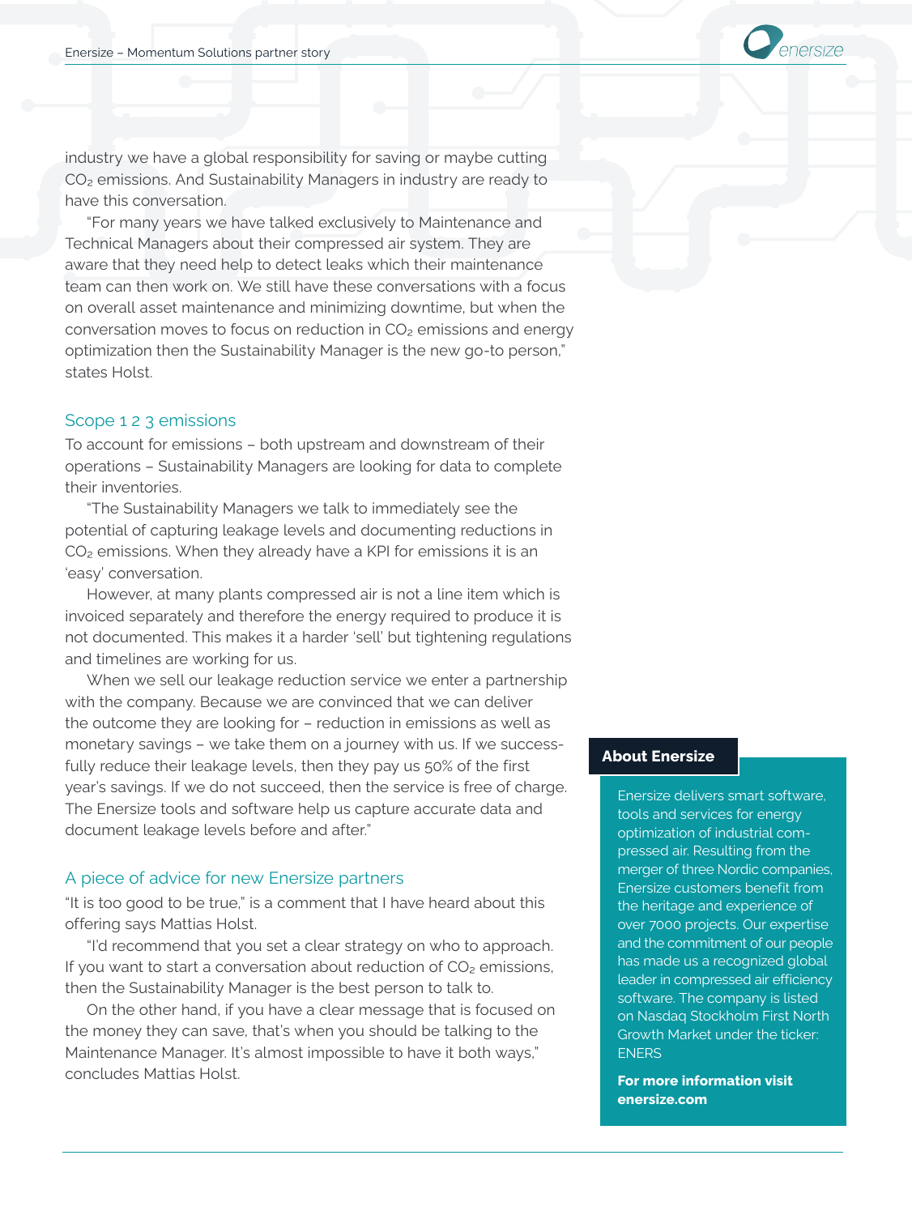industry we have a global responsibility for saving or maybe cutting $CO_2$ emissions. And Sustainability Managers in industry are ready to have this conversation.

"For many years we have talked exclusively to Maintenance and Technical Managers about their compressed air system. They are aware that they need help to detect leaks which their maintenance team can then work on. We still have these conversations with a focus on overall asset maintenance and minimizing downtime, but when the conversation moves to focus on reduction in $CO_2$ emissions and energy optimization then the Sustainability Manager is the new go-to person," states Holst.

## Scope 1 2 3 emissions

To account for emissions – both upstream and downstream of their operations – Sustainability Managers are looking for data to complete their inventories.

"The Sustainability Managers we talk to immediately see the potential of capturing leakage levels and documenting reductions in $CO_2$ emissions. When they already have a KPI for emissions it is an 'easy' conversation.

However, at many plants compressed air is not a line item which is invoiced separately and therefore the energy required to produce it is not documented. This makes it a harder 'sell' but tightening regulations and timelines are working for us.

When we sell our leakage reduction service we enter a partnership with the company. Because we are convinced that we can deliver the outcome they are looking for – reduction in emissions as well as monetary savings – we take them on a journey with us. If we successfully reduce their leakage levels, then they pay us 50% of the first year's savings. If we do not succeed, then the service is free of charge. The Enersize tools and software help us capture accurate data and document leakage levels before and after."

## A piece of advice for new Enersize partners

"It is too good to be true," is a comment that I have heard about this offering says Mattias Holst.

"I'd recommend that you set a clear strategy on who to approach. If you want to start a conversation about reduction of $CO_2$ emissions, then the Sustainability Manager is the best person to talk to.

On the other hand, if you have a clear message that is focused on the money they can save, that's when you should be talking to the Maintenance Manager. It's almost impossible to have it both ways," concludes Mattias Holst.

**About Enersize**

Enersize delivers smart software, tools and services for energy optimization of industrial compressed air. Resulting from the merger of three Nordic companies, Enersize customers benefit from the heritage and experience of over 7000 projects. Our expertise and the commitment of our people has made us a recognized global leader in compressed air efficiency software. The company is listed on Nasdaq Stockholm First North Growth Market under the ticker: ENERS

**For more information visit enersize.com**